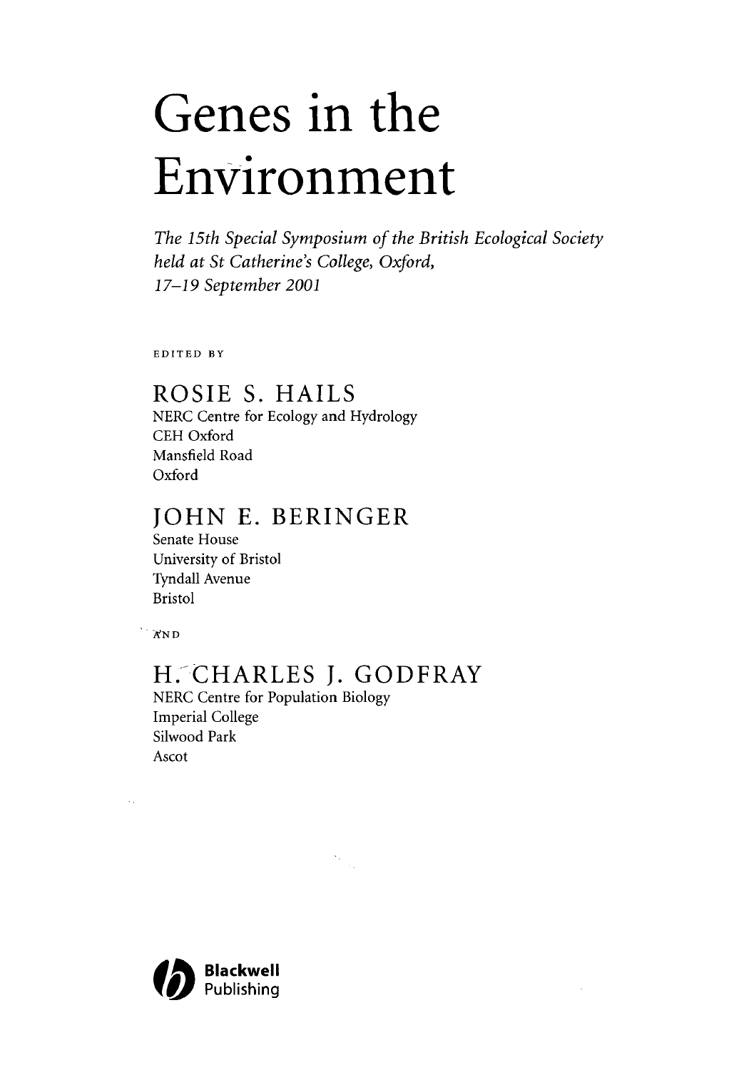# Genes in the Environment

*The 15th Special Symposium of the British Ecological Society held at St Catherine's College, Oxford, 17–19 September 2001*

EDITED BY

## ROSIE S. HAILS

NERC Centre for Ecology and Hydrology
CEH Oxford
Mansfield Road
Oxford

## JOHN E. BERINGER

Senate House
University of Bristol
Tyndall Avenue
Bristol

AND

## H. CHARLES J. GODFRAY

NERC Centre for Population Biology
Imperial College
Silwood Park
Ascot

Blackwell Publishing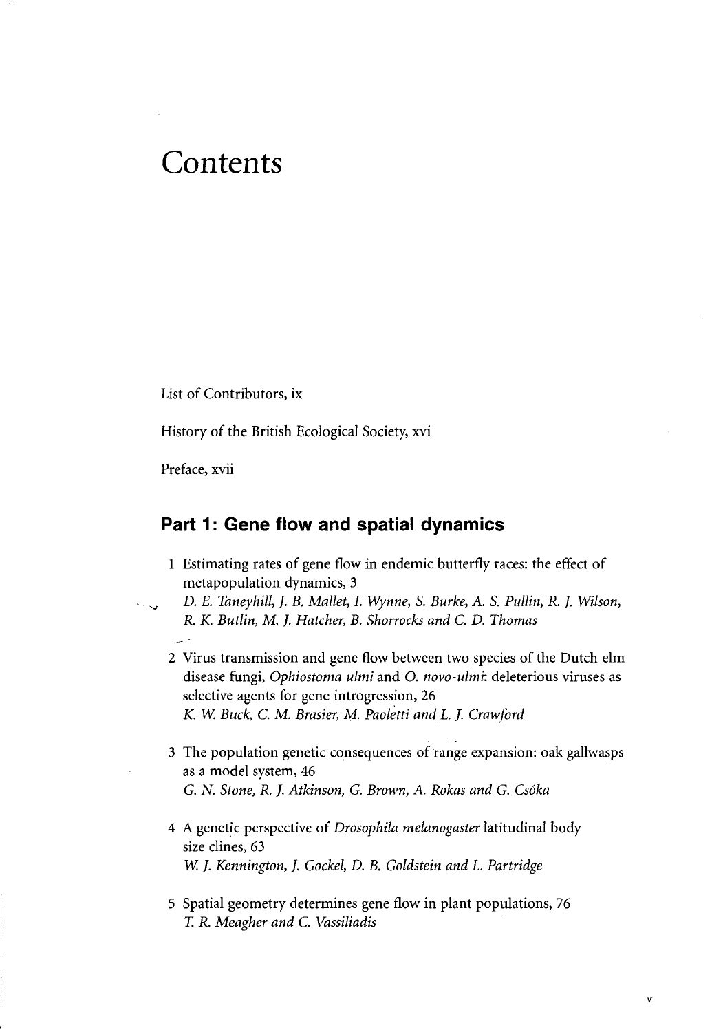# Contents

List of Contributors, ix

History of the British Ecological Society, xvi

Preface, xvii

## Part 1: Gene flow and spatial dynamics

1 Estimating rates of gene flow in endemic butterfly races: the effect of metapopulation dynamics, 3
*D. E. Taneyhill, J. B. Mallet, I. Wynne, S. Burke, A. S. Pullin, R. J. Wilson, R. K. Butlin, M. J. Hatcher, B. Shorrocks and C. D. Thomas*

2 Virus transmission and gene flow between two species of the Dutch elm disease fungi, *Ophiostoma ulmi* and *O. novo-ulmi*: deleterious viruses as selective agents for gene introgression, 26
*K. W. Buck, C. M. Brasier, M. Paoletti and L. J. Crawford*

3 The population genetic consequences of range expansion: oak gallwasps as a model system, 46
*G. N. Stone, R. J. Atkinson, G. Brown, A. Rokas and G. Csóka*

4 A genetic perspective of *Drosophila melanogaster* latitudinal body size clines, 63
*W. J. Kennington, J. Gockel, D. B. Goldstein and L. Partridge*

5 Spatial geometry determines gene flow in plant populations, 76
*T. R. Meagher and C. Vassiliadis*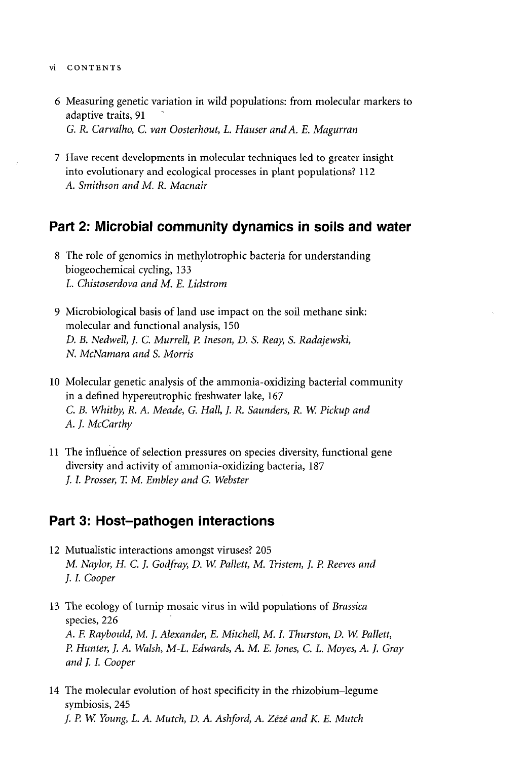6 Measuring genetic variation in wild populations: from molecular markers to adaptive traits, 91
*G. R. Carvalho, C. van Oosterhout, L. Hauser and A. E. Magurran*

7 Have recent developments in molecular techniques led to greater insight into evolutionary and ecological processes in plant populations? 112
*A. Smithson and M. R. Macnair*

## Part 2: Microbial community dynamics in soils and water

8 The role of genomics in methylotrophic bacteria for understanding biogeochemical cycling, 133
*L. Chistoserdova and M. E. Lidstrom*

9 Microbiological basis of land use impact on the soil methane sink: molecular and functional analysis, 150
*D. B. Nedwell, J. C. Murrell, P. Ineson, D. S. Reay, S. Radajewski, N. McNamara and S. Morris*

10 Molecular genetic analysis of the ammonia-oxidizing bacterial community in a defined hypereutrophic freshwater lake, 167
*C. B. Whitby, R. A. Meade, G. Hall, J. R. Saunders, R. W. Pickup and A. J. McCarthy*

11 The influence of selection pressures on species diversity, functional gene diversity and activity of ammonia-oxidizing bacteria, 187
*J. I. Prosser, T. M. Embley and G. Webster*

## Part 3: Host–pathogen interactions

12 Mutualistic interactions amongst viruses? 205
*M. Naylor, H. C. J. Godfray, D. W. Pallett, M. Tristem, J. P. Reeves and J. I. Cooper*

13 The ecology of turnip mosaic virus in wild populations of *Brassica* species, 226
*A. F. Raybould, M. J. Alexander, E. Mitchell, M. I. Thurston, D. W. Pallett, P. Hunter, J. A. Walsh, M-L. Edwards, A. M. E. Jones, C. L. Moyes, A. J. Gray and J. I. Cooper*

14 The molecular evolution of host specificity in the rhizobium–legume symbiosis, 245
*J. P. W. Young, L. A. Mutch, D. A. Ashford, A. Zézé and K. E. Mutch*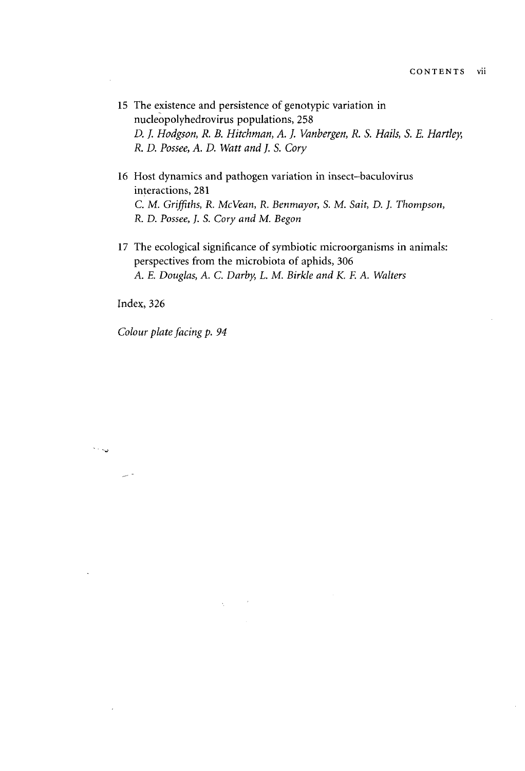15 The existence and persistence of genotypic variation in nucleopolyhedrovirus populations, 258
*D. J. Hodgson, R. B. Hitchman, A. J. Vanbergen, R. S. Hails, S. E. Hartley, R. D. Possee, A. D. Watt and J. S. Cory*

16 Host dynamics and pathogen variation in insect–baculovirus interactions, 281
*C. M. Griffiths, R. McVean, R. Benmayor, S. M. Sait, D. J. Thompson, R. D. Possee, J. S. Cory and M. Begon*

17 The ecological significance of symbiotic microorganisms in animals: perspectives from the microbiota of aphids, 306
*A. E. Douglas, A. C. Darby, L. M. Birkle and K. F. A. Walters*

Index, 326

*Colour plate facing p. 94*